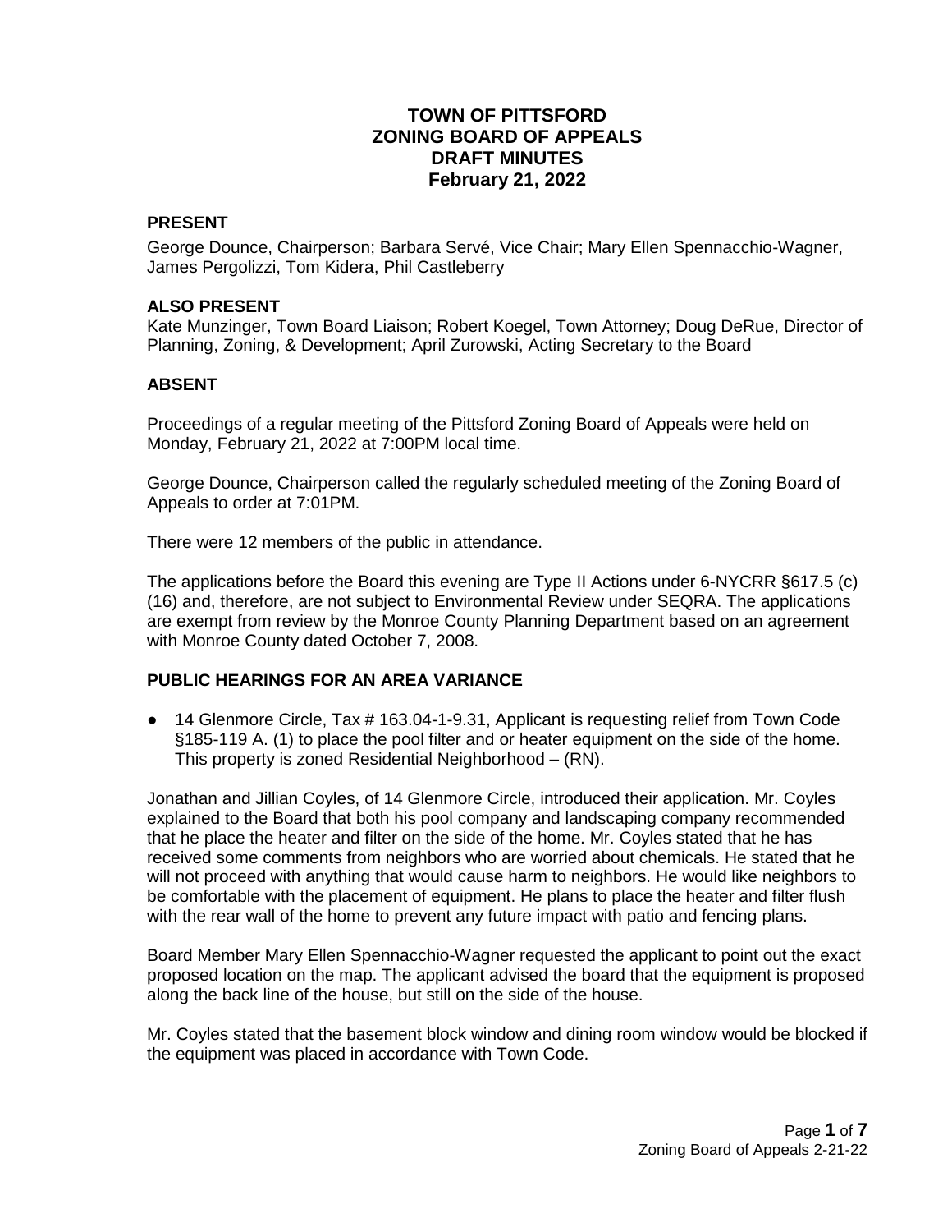# TOWN OF PITTSFORD
# ZONING BOARD OF APPEALS
# DRAFT MINUTES
# February 21, 2022

## PRESENT

George Dounce, Chairperson; Barbara Servé, Vice Chair; Mary Ellen Spennacchio-Wagner, James Pergolizzi, Tom Kidera, Phil Castleberry

## ALSO PRESENT

Kate Munzinger, Town Board Liaison; Robert Koegel, Town Attorney; Doug DeRue, Director of Planning, Zoning, & Development; April Zurowski, Acting Secretary to the Board

## ABSENT

Proceedings of a regular meeting of the Pittsford Zoning Board of Appeals were held on Monday, February 21, 2022 at 7:00PM local time.

George Dounce, Chairperson called the regularly scheduled meeting of the Zoning Board of Appeals to order at 7:01PM.

There were 12 members of the public in attendance.

The applications before the Board this evening are Type II Actions under 6-NYCRR §617.5 (c) (16) and, therefore, are not subject to Environmental Review under SEQRA. The applications are exempt from review by the Monroe County Planning Department based on an agreement with Monroe County dated October 7, 2008.

## PUBLIC HEARINGS FOR AN AREA VARIANCE

- 14 Glenmore Circle, Tax # 163.04-1-9.31, Applicant is requesting relief from Town Code §185-119 A. (1) to place the pool filter and or heater equipment on the side of the home. This property is zoned Residential Neighborhood – (RN).

Jonathan and Jillian Coyles, of 14 Glenmore Circle, introduced their application. Mr. Coyles explained to the Board that both his pool company and landscaping company recommended that he place the heater and filter on the side of the home. Mr. Coyles stated that he has received some comments from neighbors who are worried about chemicals. He stated that he will not proceed with anything that would cause harm to neighbors. He would like neighbors to be comfortable with the placement of equipment. He plans to place the heater and filter flush with the rear wall of the home to prevent any future impact with patio and fencing plans.

Board Member Mary Ellen Spennacchio-Wagner requested the applicant to point out the exact proposed location on the map. The applicant advised the board that the equipment is proposed along the back line of the house, but still on the side of the house.

Mr. Coyles stated that the basement block window and dining room window would be blocked if the equipment was placed in accordance with Town Code.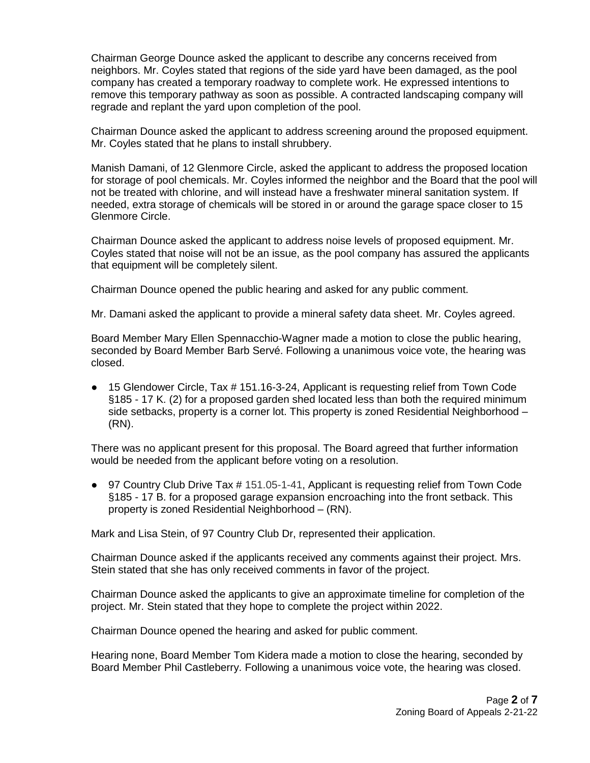Chairman George Dounce asked the applicant to describe any concerns received from neighbors. Mr. Coyles stated that regions of the side yard have been damaged, as the pool company has created a temporary roadway to complete work. He expressed intentions to remove this temporary pathway as soon as possible. A contracted landscaping company will regrade and replant the yard upon completion of the pool.

Chairman Dounce asked the applicant to address screening around the proposed equipment. Mr. Coyles stated that he plans to install shrubbery.

Manish Damani, of 12 Glenmore Circle, asked the applicant to address the proposed location for storage of pool chemicals. Mr. Coyles informed the neighbor and the Board that the pool will not be treated with chlorine, and will instead have a freshwater mineral sanitation system. If needed, extra storage of chemicals will be stored in or around the garage space closer to 15 Glenmore Circle.

Chairman Dounce asked the applicant to address noise levels of proposed equipment. Mr. Coyles stated that noise will not be an issue, as the pool company has assured the applicants that equipment will be completely silent.

Chairman Dounce opened the public hearing and asked for any public comment.

Mr. Damani asked the applicant to provide a mineral safety data sheet. Mr. Coyles agreed.

Board Member Mary Ellen Spennacchio-Wagner made a motion to close the public hearing, seconded by Board Member Barb Servé. Following a unanimous voice vote, the hearing was closed.

- 15 Glendower Circle, Tax # 151.16-3-24, Applicant is requesting relief from Town Code §185 - 17 K. (2) for a proposed garden shed located less than both the required minimum side setbacks, property is a corner lot. This property is zoned Residential Neighborhood – (RN).

There was no applicant present for this proposal. The Board agreed that further information would be needed from the applicant before voting on a resolution.

- 97 Country Club Drive Tax # 151.05-1-41, Applicant is requesting relief from Town Code §185 - 17 B. for a proposed garage expansion encroaching into the front setback. This property is zoned Residential Neighborhood – (RN).

Mark and Lisa Stein, of 97 Country Club Dr, represented their application.

Chairman Dounce asked if the applicants received any comments against their project. Mrs. Stein stated that she has only received comments in favor of the project.

Chairman Dounce asked the applicants to give an approximate timeline for completion of the project. Mr. Stein stated that they hope to complete the project within 2022.

Chairman Dounce opened the hearing and asked for public comment.

Hearing none, Board Member Tom Kidera made a motion to close the hearing, seconded by Board Member Phil Castleberry. Following a unanimous voice vote, the hearing was closed.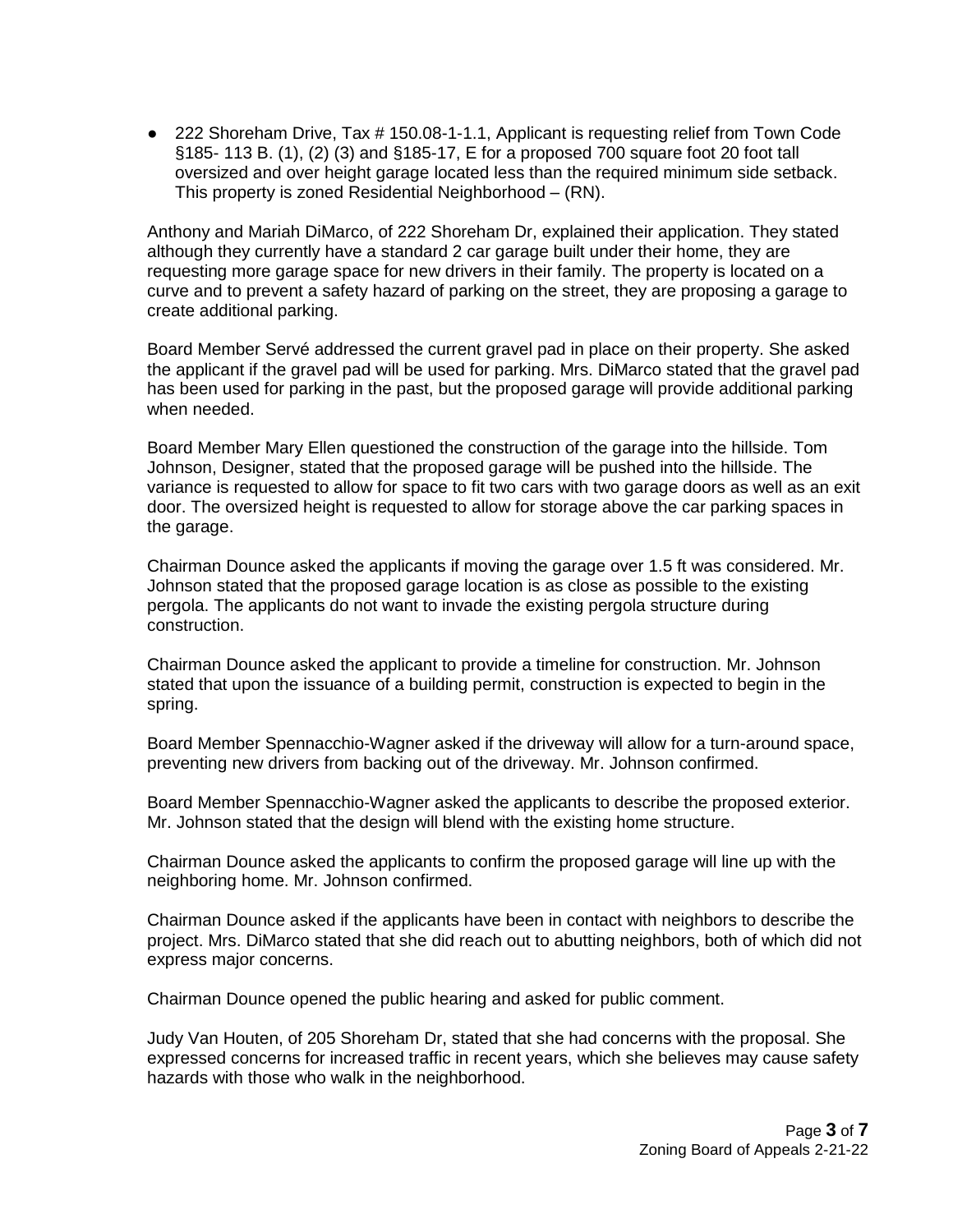- 222 Shoreham Drive, Tax # 150.08-1-1.1, Applicant is requesting relief from Town Code §185- 113 B. (1), (2) (3) and §185-17, E for a proposed 700 square foot 20 foot tall oversized and over height garage located less than the required minimum side setback. This property is zoned Residential Neighborhood – (RN).

Anthony and Mariah DiMarco, of 222 Shoreham Dr, explained their application. They stated although they currently have a standard 2 car garage built under their home, they are requesting more garage space for new drivers in their family. The property is located on a curve and to prevent a safety hazard of parking on the street, they are proposing a garage to create additional parking.

Board Member Servé addressed the current gravel pad in place on their property. She asked the applicant if the gravel pad will be used for parking. Mrs. DiMarco stated that the gravel pad has been used for parking in the past, but the proposed garage will provide additional parking when needed.

Board Member Mary Ellen questioned the construction of the garage into the hillside. Tom Johnson, Designer, stated that the proposed garage will be pushed into the hillside. The variance is requested to allow for space to fit two cars with two garage doors as well as an exit door. The oversized height is requested to allow for storage above the car parking spaces in the garage.

Chairman Dounce asked the applicants if moving the garage over 1.5 ft was considered. Mr. Johnson stated that the proposed garage location is as close as possible to the existing pergola. The applicants do not want to invade the existing pergola structure during construction.

Chairman Dounce asked the applicant to provide a timeline for construction. Mr. Johnson stated that upon the issuance of a building permit, construction is expected to begin in the spring.

Board Member Spennacchio-Wagner asked if the driveway will allow for a turn-around space, preventing new drivers from backing out of the driveway. Mr. Johnson confirmed.

Board Member Spennacchio-Wagner asked the applicants to describe the proposed exterior. Mr. Johnson stated that the design will blend with the existing home structure.

Chairman Dounce asked the applicants to confirm the proposed garage will line up with the neighboring home. Mr. Johnson confirmed.

Chairman Dounce asked if the applicants have been in contact with neighbors to describe the project. Mrs. DiMarco stated that she did reach out to abutting neighbors, both of which did not express major concerns.

Chairman Dounce opened the public hearing and asked for public comment.

Judy Van Houten, of 205 Shoreham Dr, stated that she had concerns with the proposal. She expressed concerns for increased traffic in recent years, which she believes may cause safety hazards with those who walk in the neighborhood.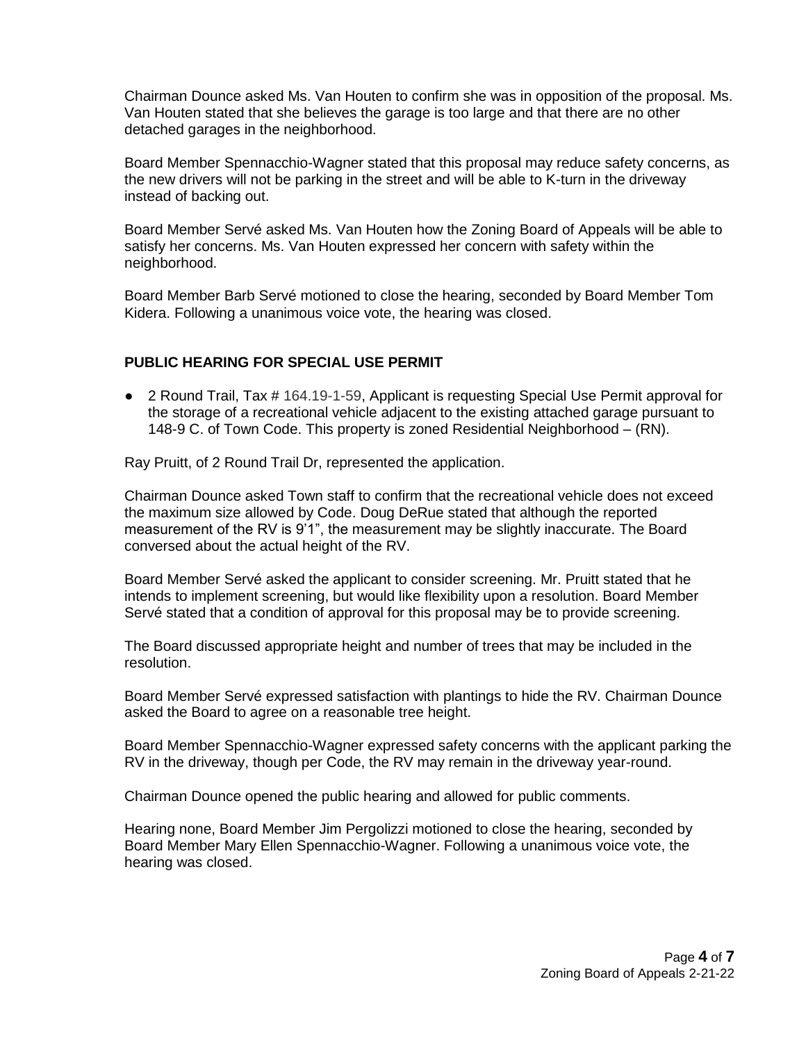Chairman Dounce asked Ms. Van Houten to confirm she was in opposition of the proposal. Ms. Van Houten stated that she believes the garage is too large and that there are no other detached garages in the neighborhood.

Board Member Spennacchio-Wagner stated that this proposal may reduce safety concerns, as the new drivers will not be parking in the street and will be able to K-turn in the driveway instead of backing out.

Board Member Servé asked Ms. Van Houten how the Zoning Board of Appeals will be able to satisfy her concerns. Ms. Van Houten expressed her concern with safety within the neighborhood.

Board Member Barb Servé motioned to close the hearing, seconded by Board Member Tom Kidera. Following a unanimous voice vote, the hearing was closed.

**PUBLIC HEARING FOR SPECIAL USE PERMIT**

- 2 Round Trail, Tax # 164.19-1-59, Applicant is requesting Special Use Permit approval for the storage of a recreational vehicle adjacent to the existing attached garage pursuant to 148-9 C. of Town Code. This property is zoned Residential Neighborhood – (RN).

Ray Pruitt, of 2 Round Trail Dr, represented the application.

Chairman Dounce asked Town staff to confirm that the recreational vehicle does not exceed the maximum size allowed by Code. Doug DeRue stated that although the reported measurement of the RV is 9'1", the measurement may be slightly inaccurate. The Board conversed about the actual height of the RV.

Board Member Servé asked the applicant to consider screening. Mr. Pruitt stated that he intends to implement screening, but would like flexibility upon a resolution. Board Member Servé stated that a condition of approval for this proposal may be to provide screening.

The Board discussed appropriate height and number of trees that may be included in the resolution.

Board Member Servé expressed satisfaction with plantings to hide the RV. Chairman Dounce asked the Board to agree on a reasonable tree height.

Board Member Spennacchio-Wagner expressed safety concerns with the applicant parking the RV in the driveway, though per Code, the RV may remain in the driveway year-round.

Chairman Dounce opened the public hearing and allowed for public comments.

Hearing none, Board Member Jim Pergolizzi motioned to close the hearing, seconded by Board Member Mary Ellen Spennacchio-Wagner. Following a unanimous voice vote, the hearing was closed.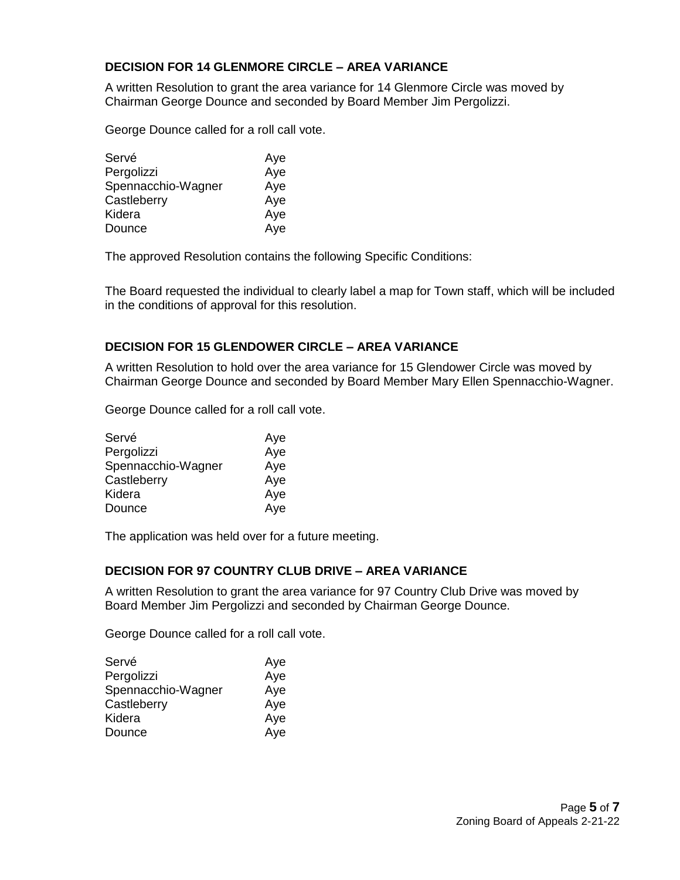### DECISION FOR 14 GLENMORE CIRCLE – AREA VARIANCE

A written Resolution to grant the area variance for 14 Glenmore Circle was moved by Chairman George Dounce and seconded by Board Member Jim Pergolizzi.

George Dounce called for a roll call vote.

| | |
|---|---|
| Servé | Aye |
| Pergolizzi | Aye |
| Spennacchio-Wagner | Aye |
| Castleberry | Aye |
| Kidera | Aye |
| Dounce | Aye |

The approved Resolution contains the following Specific Conditions:

The Board requested the individual to clearly label a map for Town staff, which will be included in the conditions of approval for this resolution.

### DECISION FOR 15 GLENDOWER CIRCLE – AREA VARIANCE

A written Resolution to hold over the area variance for 15 Glendower Circle was moved by Chairman George Dounce and seconded by Board Member Mary Ellen Spennacchio-Wagner.

George Dounce called for a roll call vote.

| | |
|---|---|
| Servé | Aye |
| Pergolizzi | Aye |
| Spennacchio-Wagner | Aye |
| Castleberry | Aye |
| Kidera | Aye |
| Dounce | Aye |

The application was held over for a future meeting.

### DECISION FOR 97 COUNTRY CLUB DRIVE – AREA VARIANCE

A written Resolution to grant the area variance for 97 Country Club Drive was moved by Board Member Jim Pergolizzi and seconded by Chairman George Dounce.

George Dounce called for a roll call vote.

| | |
|---|---|
| Servé | Aye |
| Pergolizzi | Aye |
| Spennacchio-Wagner | Aye |
| Castleberry | Aye |
| Kidera | Aye |
| Dounce | Aye |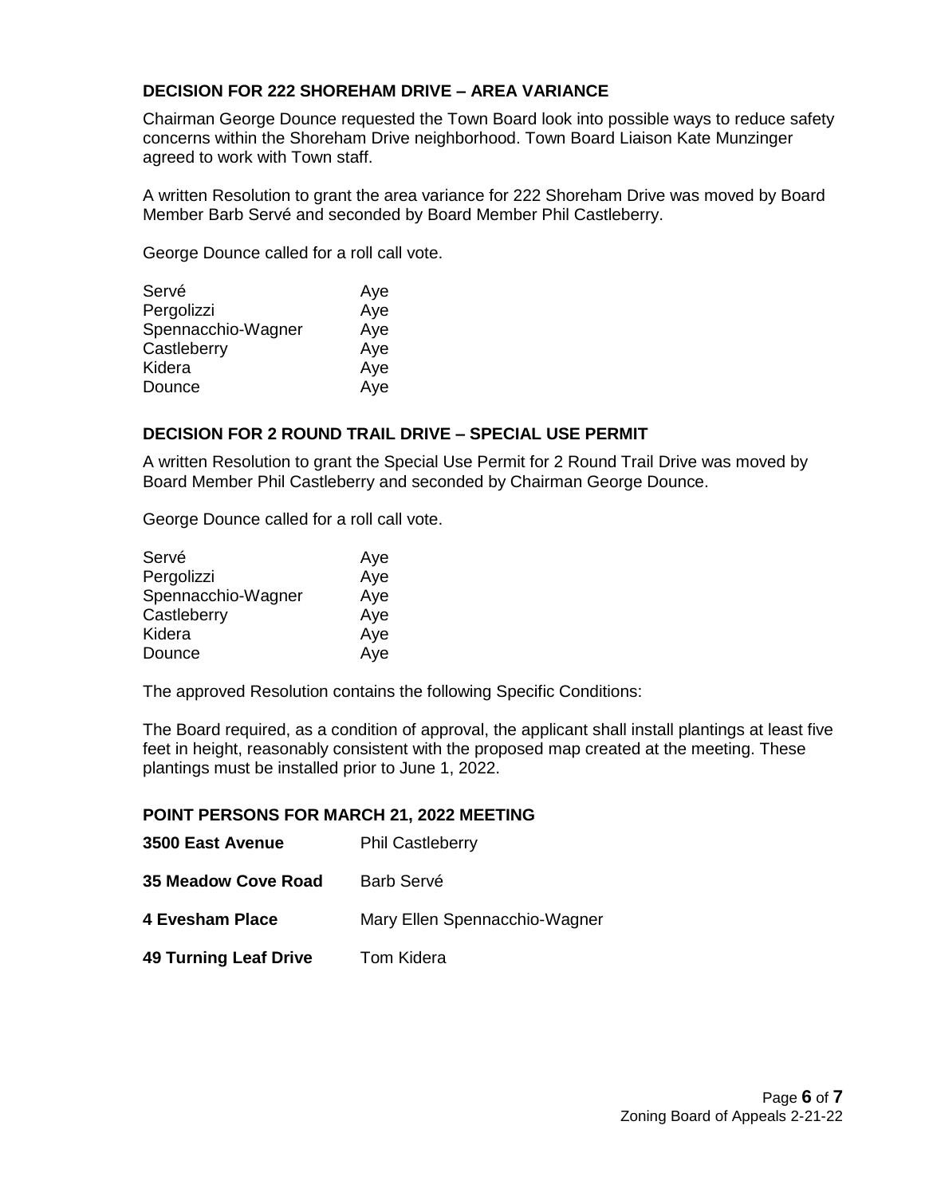### DECISION FOR 222 SHOREHAM DRIVE – AREA VARIANCE

Chairman George Dounce requested the Town Board look into possible ways to reduce safety concerns within the Shoreham Drive neighborhood. Town Board Liaison Kate Munzinger agreed to work with Town staff.

A written Resolution to grant the area variance for 222 Shoreham Drive was moved by Board Member Barb Servé and seconded by Board Member Phil Castleberry.

George Dounce called for a roll call vote.

| | |
|---|---|
| Servé | Aye |
| Pergolizzi | Aye |
| Spennacchio-Wagner | Aye |
| Castleberry | Aye |
| Kidera | Aye |
| Dounce | Aye |

### DECISION FOR 2 ROUND TRAIL DRIVE – SPECIAL USE PERMIT

A written Resolution to grant the Special Use Permit for 2 Round Trail Drive was moved by Board Member Phil Castleberry and seconded by Chairman George Dounce.

George Dounce called for a roll call vote.

| | |
|---|---|
| Servé | Aye |
| Pergolizzi | Aye |
| Spennacchio-Wagner | Aye |
| Castleberry | Aye |
| Kidera | Aye |
| Dounce | Aye |

The approved Resolution contains the following Specific Conditions:

The Board required, as a condition of approval, the applicant shall install plantings at least five feet in height, reasonably consistent with the proposed map created at the meeting. These plantings must be installed prior to June 1, 2022.

### POINT PERSONS FOR MARCH 21, 2022 MEETING

| | |
|---|---|
| **3500 East Avenue** | Phil Castleberry |
| **35 Meadow Cove Road** | Barb Servé |
| **4 Evesham Place** | Mary Ellen Spennacchio-Wagner |
| **49 Turning Leaf Drive** | Tom Kidera |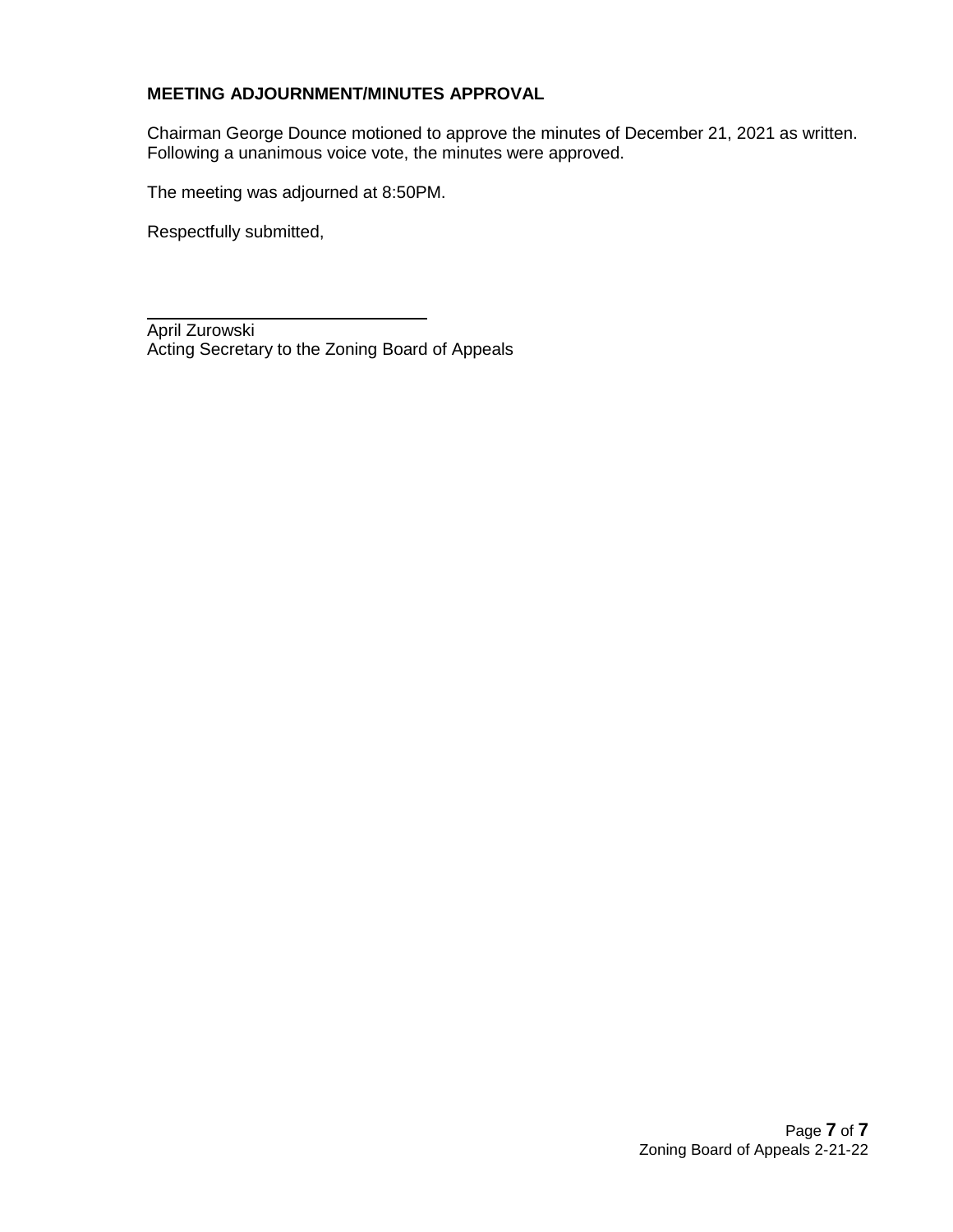**MEETING ADJOURNMENT/MINUTES APPROVAL**

Chairman George Dounce motioned to approve the minutes of December 21, 2021 as written. Following a unanimous voice vote, the minutes were approved.

The meeting was adjourned at 8:50PM.

Respectfully submitted,

\_\_\_\_\_\_\_\_\_\_\_\_\_\_\_\_\_\_\_\_\_\_\_\_\_\_\_\_\_\_

April Zurowski
Acting Secretary to the Zoning Board of Appeals